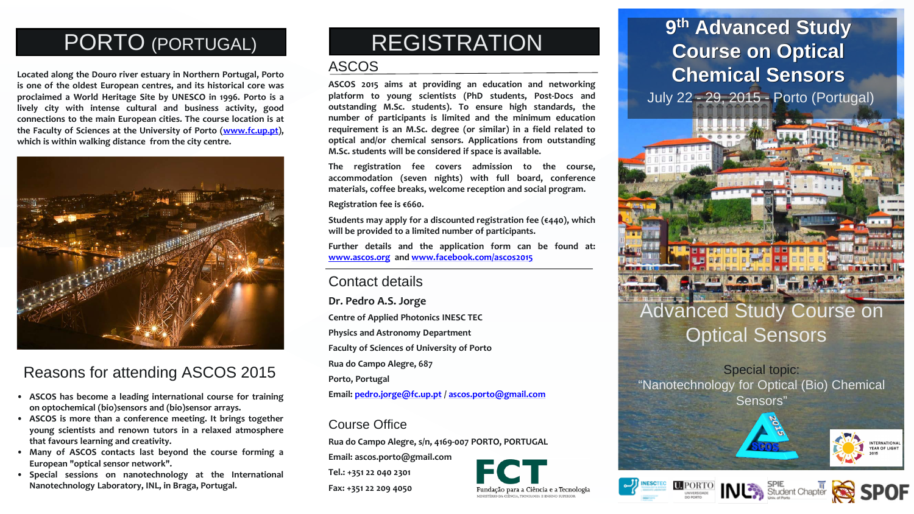# PORTO (PORTUGAL)

Located along the Douro river estuary in Northern Portugal, Porto is one of the oldest European centres, and its historical core was proclaimed a World Heritage Site by UNESCO in 1996. Porto is a lively city with intense cultural and business activity, good connections to the main European cities. The course location is at the Faculty of Sciences at the University of Porto (www.fc.up.pt), which is within walking distance from the city centre.

## Reasons for attending ASCOS 2015

- ASCOS has become a leading international course for training on optochemical (bio)sensors and (bio)sensor arrays.
- ASCOS is more than a conference meeting. It brings together young scientists and renown tutors in a relaxed atmosphere that favours learning and creativity.
- Many of ASCOS contacts last beyond the course forming a European "optical sensor network".
- Special sessions on nanotechnology at the International Nanotechnology Laboratory, INL, in Braga, Portugal.

# REGISTRATION

## ASCOS

ASCOS 2015 aims at providing an education and networking platform to young scientists (PhD students, Post-Docs and outstanding M.Sc. students). To ensure high standards, the number of participants is limited and the minimum education requirement is an M.Sc. degree (or similar) in a field related to optical and/or chemical sensors. Applications from outstanding M.Sc. students will be considered if space is available.

The registration fee covers admission to the course, accommodation (seven nights) with full board, conference materials, coffee breaks, welcome reception and social program.

Registration fee is €660.

Students may apply for a discounted registration fee (€440), which will be provided to a limited number of participants.

Further details and the application form can be found at: www.ascos.org and www.facebook.com/ascos2015

## Contact details

**Dr. Pedro A.S. Jorge**

Centre of Applied Photonics INESC TEC

Physics and Astronomy Department

Faculty of Sciences of University of Porto

Rua do Campo Alegre, 687

Porto, Portugal

Email: pedro.jorge@fc.up.pt / ascos.porto@gmail.com

## Course Office

Rua do Campo Alegre, s/n, 4169-007 PORTO, PORTUGAL

Email: ascos.porto@gmail.com

Tel.: +351 22 040 2301

Fax: +351 22 209 4050

FCT Fundação para a Ciência e a Tecnologia

MINISTÉRIO DA CIÊNCIA, TECNOLOGIA E ENSINO SUPERIOR

# 9th Advanced Study Course on Optical Chemical Sensors

July 22 - 29, 2015 - Porto (Portugal)

## Advanced Study Course on Optical Sensors

Special topic:

"Nanotechnology for Optical (Bio) Chemical Sensors"

ASCOS 2015

INTERNATIONAL YEAR OF LIGHT 2015

INESC TEC | U.PORTO UNIVERSIDADE DO PORTO | INL | SPIE Student Chapter Univ. of Porto | SPOF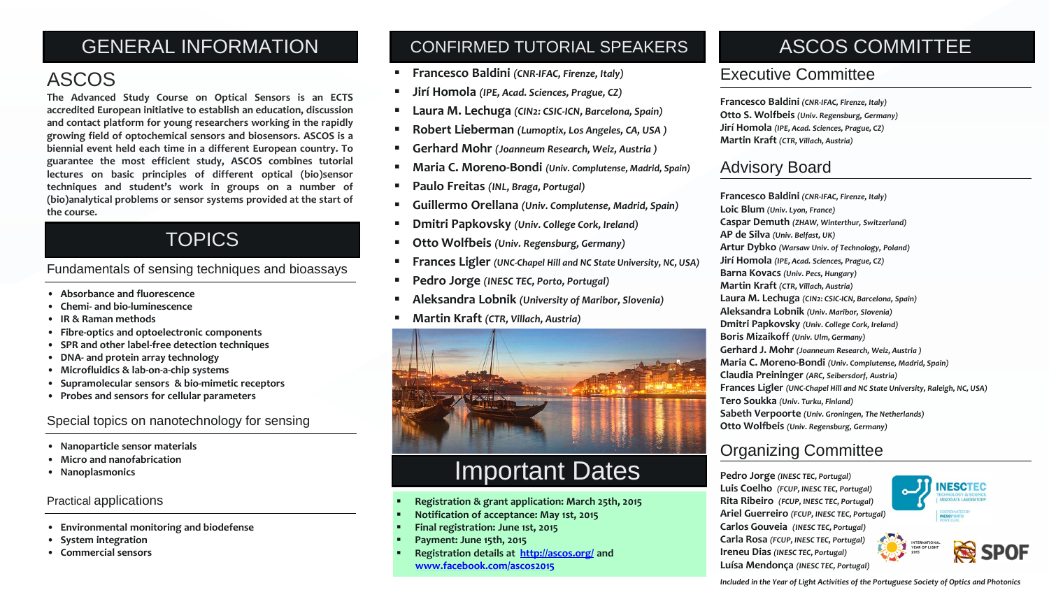# GENERAL INFORMATION

## ASCOS

**The Advanced Study Course on Optical Sensors is an ECTS accredited European initiative to establish an education, discussion and contact platform for young researchers working in the rapidly growing field of optochemical sensors and biosensors. ASCOS is a biennial event held each time in a different European country. To guarantee the most efficient study, ASCOS combines tutorial lectures on basic principles of different optical (bio)sensor techniques and student's work in groups on a number of (bio)analytical problems or sensor systems provided at the start of the course.**

# TOPICS

## Fundamentals of sensing techniques and bioassays

- **Absorbance and fluorescence**
- **Chemi- and bio-luminescence**
- **IR & Raman methods**
- **Fibre-optics and optoelectronic components**
- **SPR and other label-free detection techniques**
- **DNA- and protein array technology**
- **Microfluidics & lab-on-a-chip systems**
- **Supramolecular sensors & bio-mimetic receptors**
- **Probes and sensors for cellular parameters**

## Special topics on nanotechnology for sensing

- **Nanoparticle sensor materials**
- **Micro and nanofabrication**
- **Nanoplasmonics**

## Practical applications

- **Environmental monitoring and biodefense**
- **System integration**
- **Commercial sensors**

# CONFIRMED TUTORIAL SPEAKERS

- **Francesco Baldini** *(CNR-IFAC, Firenze, Italy)*
- **Jiří Homola** *(IPE, Acad. Sciences, Prague, CZ)*
- **Laura M. Lechuga** *(CIN2: CSIC-ICN, Barcelona, Spain)*
- **Robert Lieberman** *(Lumoptix, Los Angeles, CA, USA )*
- **Gerhard Mohr** *(Joanneum Research, Weiz, Austria )*
- **Maria C. Moreno-Bondi** *(Univ. Complutense, Madrid, Spain)*
- **Paulo Freitas** *(INL, Braga, Portugal)*
- **Guillermo Orellana** *(Univ. Complutense, Madrid, Spain)*
- **Dmitri Papkovsky** *(Univ. College Cork, Ireland)*
- **Otto Wolfbeis** *(Univ. Regensburg, Germany)*
- **Frances Ligler** *(UNC-Chapel Hill and NC State University, NC, USA)*
- **Pedro Jorge** *(INESC TEC, Porto, Portugal)*
- **Aleksandra Lobnik** *(University of Maribor, Slovenia)*
- **Martin Kraft** *(CTR, Villach, Austria)*

# Important Dates

- **Registration & grant application: March 25th, 2015**
- **Notification of acceptance: May 1st, 2015**
- **Final registration: June 1st, 2015**
- **Payment: June 15th, 2015**
- **Registration details at http://ascos.org/ and www.facebook.com/ascos2015**

# ASCOS COMMITTEE

## Executive Committee

**Francesco Baldini** *(CNR-IFAC, Firenze, Italy)*
**Otto S. Wolfbeis** *(Univ. Regensburg, Germany)*
**Jiri Homola** *(IPE, Acad. Sciences, Prague, CZ)*
**Martin Kraft** *(CTR, Villach, Austria)*

## Advisory Board

**Francesco Baldini** *(CNR-IFAC, Firenze, Italy)*
**Loic Blum** *(Univ. Lyon, France)*
**Caspar Demuth** *(ZHAW, Winterthur, Switzerland)*
**AP de Silva** *(Univ. Belfast, UK)*
**Artur Dybko** *(Warsaw Univ. of Technology, Poland)*
**Jiri Homola** *(IPE, Acad. Sciences, Prague, CZ)*
**Barna Kovacs** *(Univ. Pecs, Hungary)*
**Martin Kraft** *(CTR, Villach, Austria)*
**Laura M. Lechuga** *(CIN2: CSIC-ICN, Barcelona, Spain)*
**Aleksandra Lobnik** *(Univ. Maribor, Slovenia)*
**Dmitri Papkovsky** *(Univ. College Cork, Ireland)*
**Boris Mizaikoff** *(Univ. Ulm, Germany)*
**Gerhard J. Mohr** *(Joanneum Research, Weiz, Austria )*
**Maria C. Moreno-Bondi** *(Univ. Complutense, Madrid, Spain)*
**Claudia Preininger** *(ARC, Seibersdorf, Austria)*
**Frances Ligler** *(UNC-Chapel Hill and NC State University, Raleigh, NC, USA)*
**Tero Soukka** *(Univ. Turku, Finland)*
**Sabeth Verpoorte** *(Univ. Groningen, The Netherlands)*
**Otto Wolfbeis** *(Univ. Regensburg, Germany)*

## Organizing Committee

**Pedro Jorge** *(INESC TEC, Portugal)*
**Luis Coelho** *(FCUP, INESC TEC, Portugal)*
**Rita Ribeiro** *(FCUP, INESC TEC, Portugal)*
**Ariel Guerreiro** *(FCUP, INESC TEC, Portugal)*
**Carlos Gouveia** *(INESC TEC, Portugal)*
**Carla Rosa** *(FCUP, INESC TEC, Portugal)*
**Ireneu Dias** *(INESC TEC, Portugal)*
**Luísa Mendonça** *(INESC TEC, Portugal)*

INESCTEC TECHNOLOGY & SCIENCE ASSOCIATE LABORATORY

INTERNATIONAL YEAR OF LIGHT 2015

SPOF

*Included in the Year of Light Activities of the Portuguese Society of Optics and Photonics*